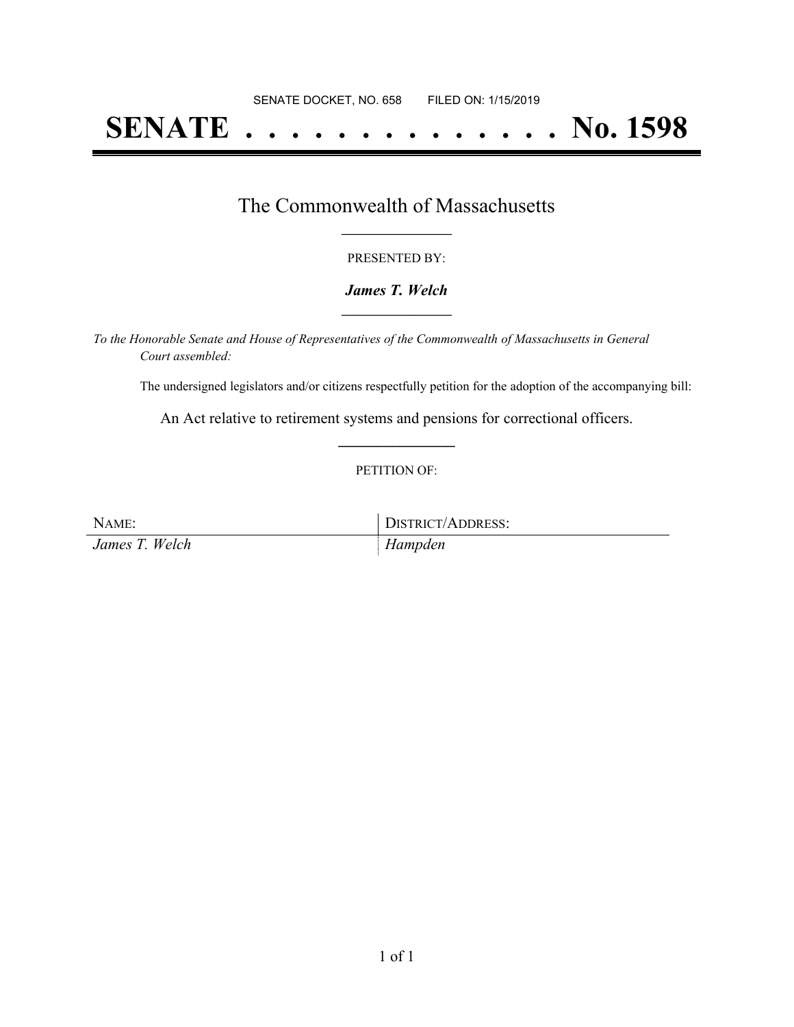SENATE DOCKET, NO. 658        FILED ON: 1/15/2019

# SENATE . . . . . . . . . . . . . . No. 1598

## The Commonwealth of Massachusetts

PRESENTED BY:

***James T. Welch***

*To the Honorable Senate and House of Representatives of the Commonwealth of Massachusetts in General Court assembled:*

The undersigned legislators and/or citizens respectfully petition for the adoption of the accompanying bill:

An Act relative to retirement systems and pensions for correctional officers.

PETITION OF:

| NAME: | DISTRICT/ADDRESS: |
| --- | --- |
| *James T. Welch* | *Hampden* |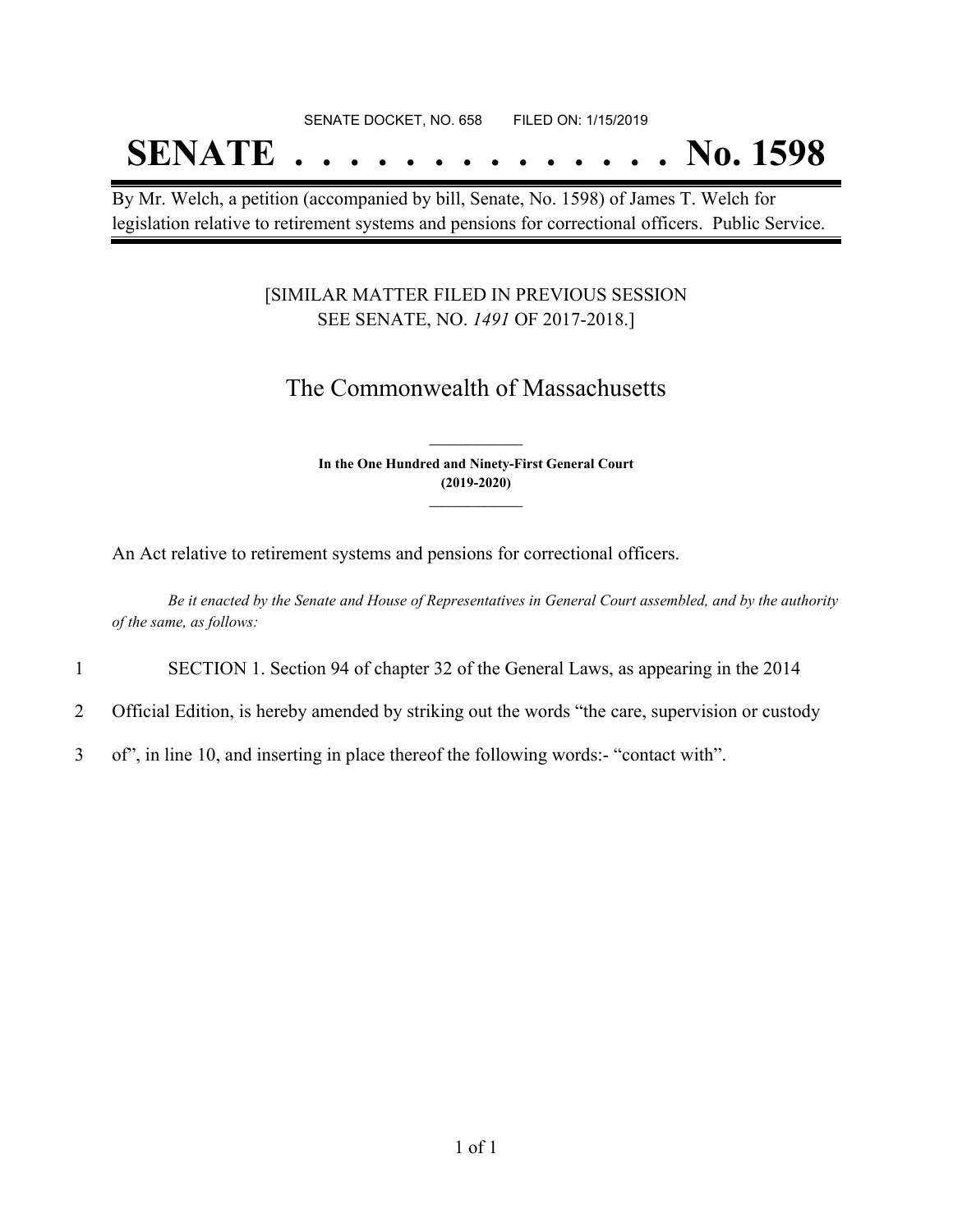SENATE DOCKET, NO. 658        FILED ON: 1/15/2019

# SENATE . . . . . . . . . . . . . . No. 1598

By Mr. Welch, a petition (accompanied by bill, Senate, No. 1598) of James T. Welch for legislation relative to retirement systems and pensions for correctional officers. Public Service.

[SIMILAR MATTER FILED IN PREVIOUS SESSION SEE SENATE, NO. *1491* OF 2017-2018.]

## The Commonwealth of Massachusetts

**In the One Hundred and Ninety-First General Court (2019-2020)**

An Act relative to retirement systems and pensions for correctional officers.

*Be it enacted by the Senate and House of Representatives in General Court assembled, and by the authority of the same, as follows:*

1 SECTION 1. Section 94 of chapter 32 of the General Laws, as appearing in the 2014
2 Official Edition, is hereby amended by striking out the words "the care, supervision or custody
3 of", in line 10, and inserting in place thereof the following words:- "contact with".